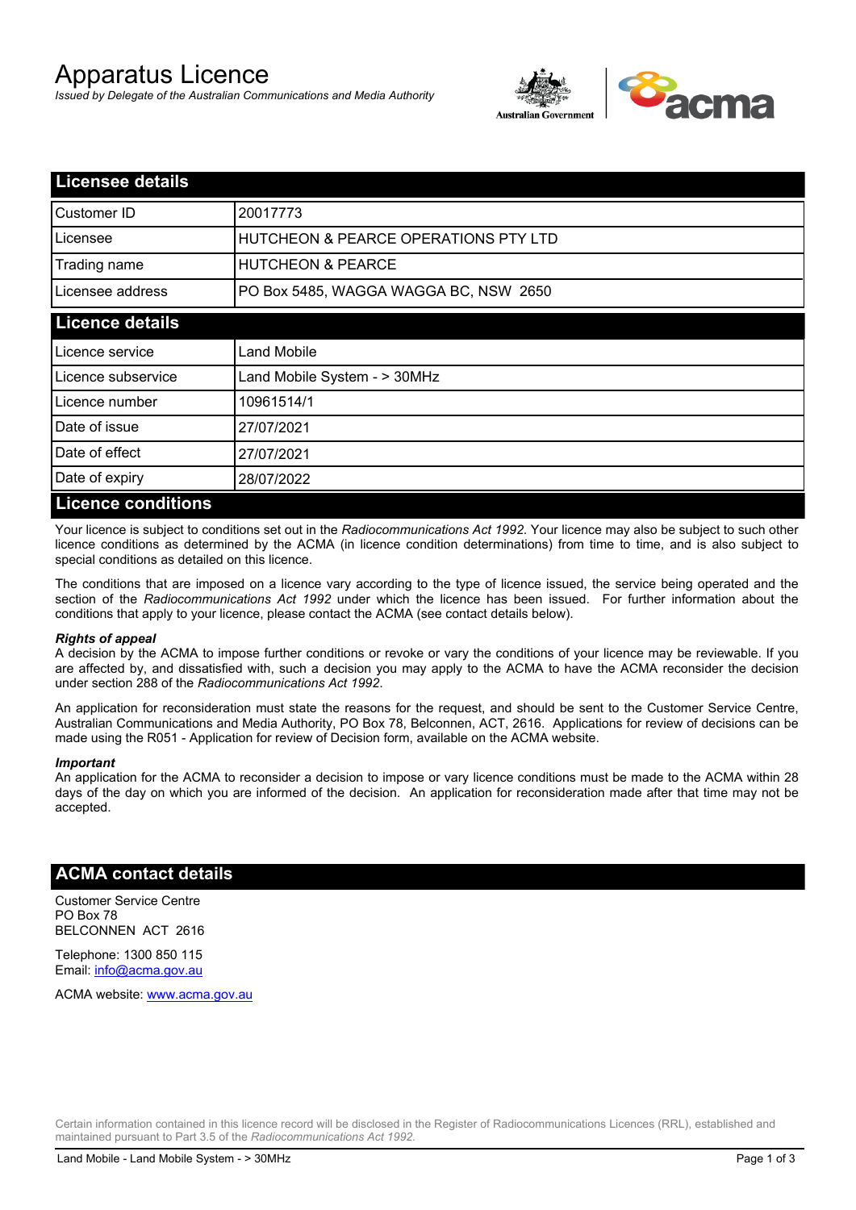# Apparatus Licence

*Issued by Delegate of the Australian Communications and Media Authority*

## Licensee details

| | |
|---|---|
| Customer ID | 20017773 |
| Licensee | HUTCHEON & PEARCE OPERATIONS PTY LTD |
| Trading name | HUTCHEON & PEARCE |
| Licensee address | PO Box 5485, WAGGA WAGGA BC, NSW 2650 |

## Licence details

| | |
|---|---|
| Licence service | Land Mobile |
| Licence subservice | Land Mobile System - > 30MHz |
| Licence number | 10961514/1 |
| Date of issue | 27/07/2021 |
| Date of effect | 27/07/2021 |
| Date of expiry | 28/07/2022 |

## Licence conditions

Your licence is subject to conditions set out in the *Radiocommunications Act 1992*. Your licence may also be subject to such other licence conditions as determined by the ACMA (in licence condition determinations) from time to time, and is also subject to special conditions as detailed on this licence.

The conditions that are imposed on a licence vary according to the type of licence issued, the service being operated and the section of the *Radiocommunications Act 1992* under which the licence has been issued. For further information about the conditions that apply to your licence, please contact the ACMA (see contact details below).

***Rights of appeal***

A decision by the ACMA to impose further conditions or revoke or vary the conditions of your licence may be reviewable. If you are affected by, and dissatisfied with, such a decision you may apply to the ACMA to have the ACMA reconsider the decision under section 288 of the *Radiocommunications Act 1992*.

An application for reconsideration must state the reasons for the request, and should be sent to the Customer Service Centre, Australian Communications and Media Authority, PO Box 78, Belconnen, ACT, 2616. Applications for review of decisions can be made using the R051 - Application for review of Decision form, available on the ACMA website.

***Important***

An application for the ACMA to reconsider a decision to impose or vary licence conditions must be made to the ACMA within 28 days of the day on which you are informed of the decision. An application for reconsideration made after that time may not be accepted.

## ACMA contact details

Customer Service Centre
PO Box 78
BELCONNEN ACT 2616

Telephone: 1300 850 115
Email: info@acma.gov.au

ACMA website: www.acma.gov.au

Certain information contained in this licence record will be disclosed in the Register of Radiocommunications Licences (RRL), established and maintained pursuant to Part 3.5 of the *Radiocommunications Act 1992.*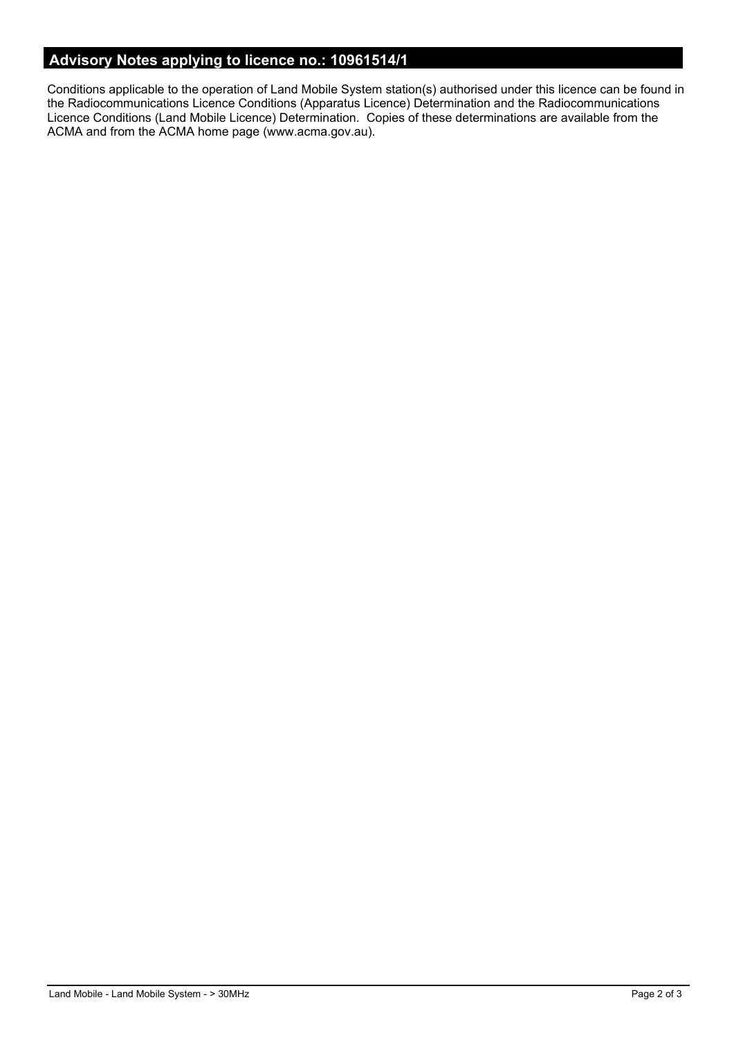## Advisory Notes applying to licence no.: 10961514/1

Conditions applicable to the operation of Land Mobile System station(s) authorised under this licence can be found in the Radiocommunications Licence Conditions (Apparatus Licence) Determination and the Radiocommunications Licence Conditions (Land Mobile Licence) Determination. Copies of these determinations are available from the ACMA and from the ACMA home page (www.acma.gov.au).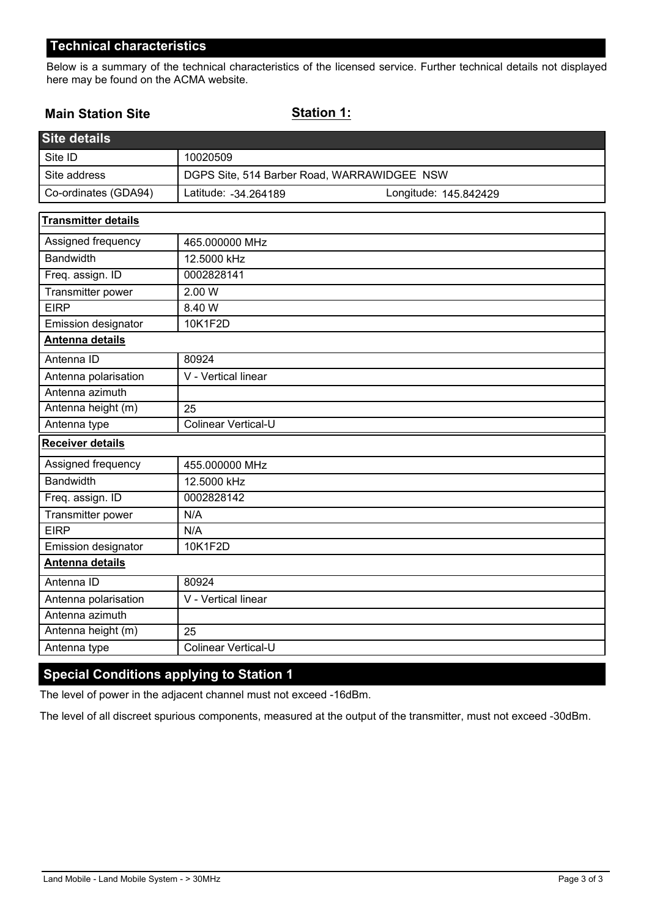## Technical characteristics

Below is a summary of the technical characteristics of the licensed service. Further technical details not displayed here may be found on the ACMA website.

**Main Station Site** **Station 1:**

| Site details | |
|---|---|
| Site ID | 10020509 |
| Site address | DGPS Site, 514 Barber Road, WARRAWIDGEE NSW |
| Co-ordinates (GDA94) | Latitude: -34.264189 Longitude: 145.842429 |

| Transmitter details | |
|---|---|
| Assigned frequency | 465.000000 MHz |
| Bandwidth | 12.5000 kHz |
| Freq. assign. ID | 0002828141 |
| Transmitter power | 2.00 W |
| EIRP | 8.40 W |
| Emission designator | 10K1F2D |
| **Antenna details** | |
| Antenna ID | 80924 |
| Antenna polarisation | V - Vertical linear |
| Antenna azimuth | |
| Antenna height (m) | 25 |
| Antenna type | Colinear Vertical-U |

| Receiver details | |
|---|---|
| Assigned frequency | 455.000000 MHz |
| Bandwidth | 12.5000 kHz |
| Freq. assign. ID | 0002828142 |
| Transmitter power | N/A |
| EIRP | N/A |
| Emission designator | 10K1F2D |
| **Antenna details** | |
| Antenna ID | 80924 |
| Antenna polarisation | V - Vertical linear |
| Antenna azimuth | |
| Antenna height (m) | 25 |
| Antenna type | Colinear Vertical-U |

## Special Conditions applying to Station 1

The level of power in the adjacent channel must not exceed -16dBm.

The level of all discreet spurious components, measured at the output of the transmitter, must not exceed -30dBm.